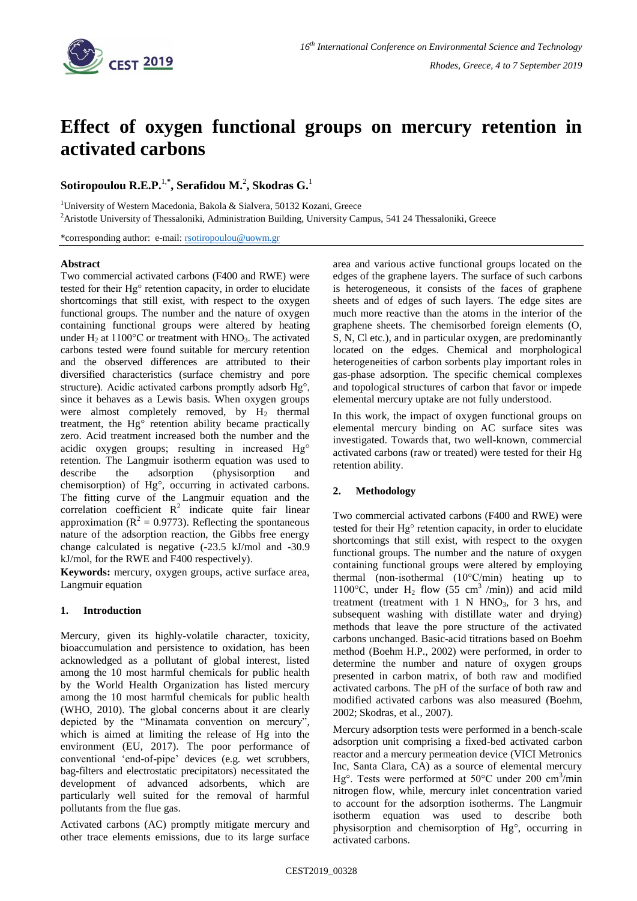# Effect of oxygen functional groups on mercury retention in activated carbons

**Sotiropoulou R.E.P.**[1,*]**, Serafidou M.**[2]**, Skodras G.**[1]

[1]University of Western Macedonia, Bakola & Sialvera, 50132 Kozani, Greece

[2]Aristotle University of Thessaloniki, Administration Building, University Campus, 541 24 Thessaloniki, Greece

*corresponding author: e-mail: rsotiropoulou@uowm.gr

### Abstract

Two commercial activated carbons (F400 and RWE) were tested for their Hg° retention capacity, in order to elucidate shortcomings that still exist, with respect to the oxygen functional groups. The number and the nature of oxygen containing functional groups were altered by heating under $H_2$ at 1100°C or treatment with $HNO_3$. The activated carbons tested were found suitable for mercury retention and the observed differences are attributed to their diversified characteristics (surface chemistry and pore structure). Acidic activated carbons promptly adsorb Hg°, since it behaves as a Lewis basis. When oxygen groups were almost completely removed, by $H_2$ thermal treatment, the Hg° retention ability became practically zero. Acid treatment increased both the number and the acidic oxygen groups; resulting in increased Hg° retention. The Langmuir isotherm equation was used to describe the adsorption (physisorption and chemisorption) of Hg°, occurring in activated carbons. The fitting curve of the Langmuir equation and the correlation coefficient $R^2$ indicate quite fair linear approximation ($R^2 = 0.9773$). Reflecting the spontaneous nature of the adsorption reaction, the Gibbs free energy change calculated is negative (-23.5 kJ/mol and -30.9 kJ/mol, for the RWE and F400 respectively).

**Keywords:** mercury, oxygen groups, active surface area, Langmuir equation

## 1. Introduction

Mercury, given its highly-volatile character, toxicity, bioaccumulation and persistence to oxidation, has been acknowledged as a pollutant of global interest, listed among the 10 most harmful chemicals for public health by the World Health Organization has listed mercury among the 10 most harmful chemicals for public health (WHO, 2010). The global concerns about it are clearly depicted by the "Minamata convention on mercury", which is aimed at limiting the release of Hg into the environment (EU, 2017). The poor performance of conventional 'end-of-pipe' devices (e.g. wet scrubbers, bag-filters and electrostatic precipitators) necessitated the development of advanced adsorbents, which are particularly well suited for the removal of harmful pollutants from the flue gas.

Activated carbons (AC) promptly mitigate mercury and other trace elements emissions, due to its large surface area and various active functional groups located on the edges of the graphene layers. The surface of such carbons is heterogeneous, it consists of the faces of graphene sheets and of edges of such layers. The edge sites are much more reactive than the atoms in the interior of the graphene sheets. The chemisorbed foreign elements (O, S, N, Cl etc.), and in particular oxygen, are predominantly located on the edges. Chemical and morphological heterogeneities of carbon sorbents play important roles in gas-phase adsorption. The specific chemical complexes and topological structures of carbon that favor or impede elemental mercury uptake are not fully understood.

In this work, the impact of oxygen functional groups on elemental mercury binding on AC surface sites was investigated. Towards that, two well-known, commercial activated carbons (raw or treated) were tested for their Hg retention ability.

## 2. Methodology

Two commercial activated carbons (F400 and RWE) were tested for their Hg° retention capacity, in order to elucidate shortcomings that still exist, with respect to the oxygen functional groups. The number and the nature of oxygen containing functional groups were altered by employing thermal (non-isothermal (10°C/min) heating up to 1100°C, under $H_2$ flow (55 $cm^3$ /min)) and acid mild treatment (treatment with 1 N $HNO_3$, for 3 hrs, and subsequent washing with distillate water and drying) methods that leave the pore structure of the activated carbons unchanged. Basic-acid titrations based on Boehm method (Boehm H.P., 2002) were performed, in order to determine the number and nature of oxygen groups presented in carbon matrix, of both raw and modified activated carbons. The pH of the surface of both raw and modified activated carbons was also measured (Boehm, 2002; Skodras, et al., 2007).

Mercury adsorption tests were performed in a bench-scale adsorption unit comprising a fixed-bed activated carbon reactor and a mercury permeation device (VICI Metronics Inc, Santa Clara, CA) as a source of elemental mercury Hg°. Tests were performed at 50°C under 200 $cm^3$/min nitrogen flow, while, mercury inlet concentration varied to account for the adsorption isotherms. The Langmuir isotherm equation was used to describe both physisorption and chemisorption of Hg°, occurring in activated carbons.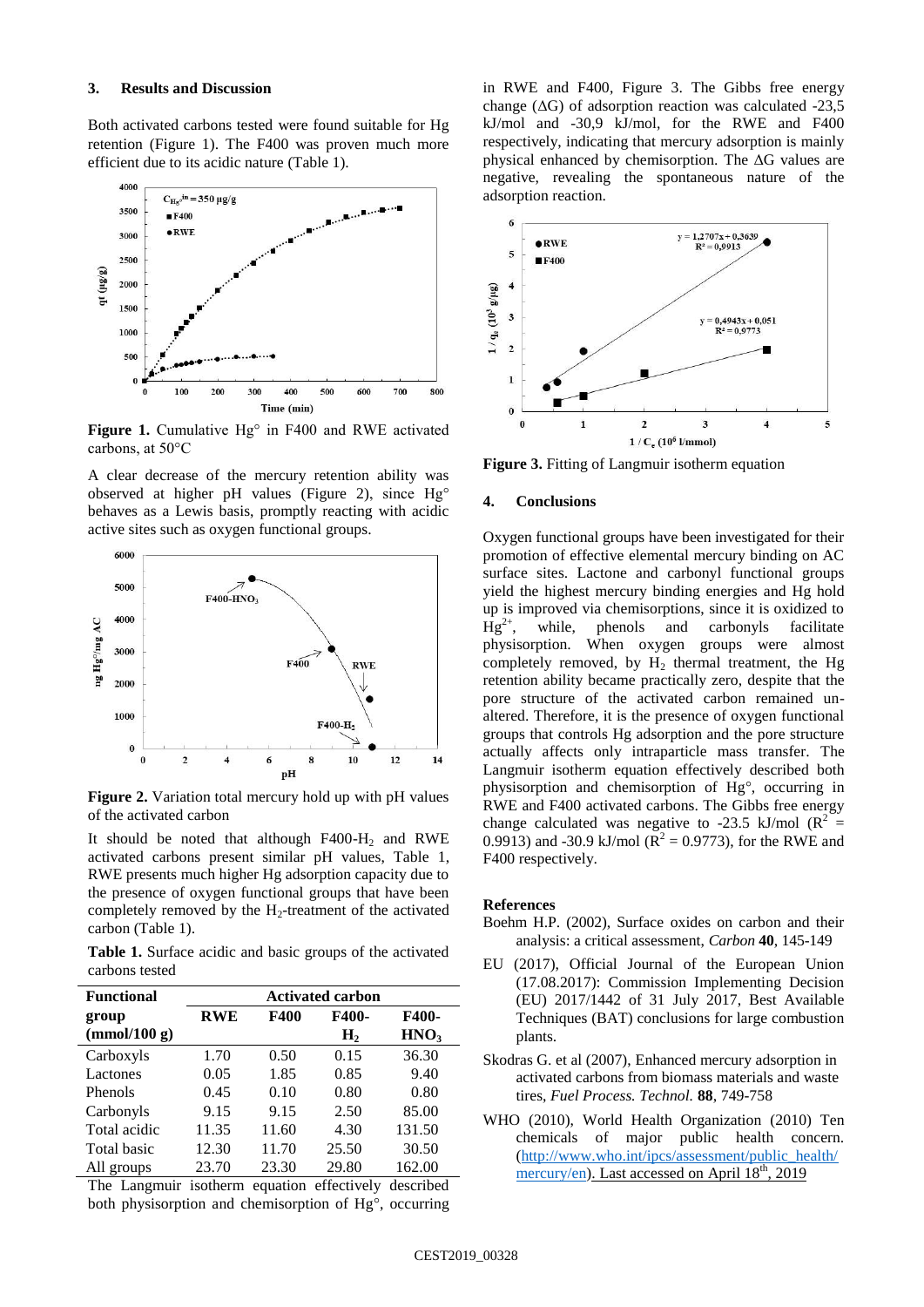## 3. Results and Discussion

Both activated carbons tested were found suitable for Hg retention (Figure 1). The F400 was proven much more efficient due to its acidic nature (Table 1).

$C_{Hg°}^{in}$ = 350 μg/g
F400
RWE
qt (μg/g)
Time (min)

**Figure 1.** Cumulative Hg° in F400 and RWE activated carbons, at 50°C

A clear decrease of the mercury retention ability was observed at higher pH values (Figure 2), since Hg° behaves as a Lewis basis, promptly reacting with acidic active sites such as oxygen functional groups.

F400-HNO3
F400
RWE
F400-H2
ng Hg°/mg AC
pH

**Figure 2.** Variation total mercury hold up with pH values of the activated carbon

It should be noted that although F400-$H_2$ and RWE activated carbons present similar pH values, Table 1, RWE presents much higher Hg adsorption capacity due to the presence of oxygen functional groups that have been completely removed by the $H_2$-treatment of the activated carbon (Table 1).

**Table 1.** Surface acidic and basic groups of the activated carbons tested

| Functional group (mmol/100 g) | Activated carbon | | | |
|---|---|---|---|---|
| | RWE | F400 | F400-$H_2$ | F400-$HNO_3$ |
| Carboxyls | 1.70 | 0.50 | 0.15 | 36.30 |
| Lactones | 0.05 | 1.85 | 0.85 | 9.40 |
| Phenols | 0.45 | 0.10 | 0.80 | 0.80 |
| Carbonyls | 9.15 | 9.15 | 2.50 | 85.00 |
| Total acidic | 11.35 | 11.60 | 4.30 | 131.50 |
| Total basic | 12.30 | 11.70 | 25.50 | 30.50 |
| All groups | 23.70 | 23.30 | 29.80 | 162.00 |

The Langmuir isotherm equation effectively described both physisorption and chemisorption of Hg°, occurring in RWE and F400, Figure 3. The Gibbs free energy change (ΔG) of adsorption reaction was calculated -23,5 kJ/mol and -30,9 kJ/mol, for the RWE and F400 respectively, indicating that mercury adsorption is mainly physical enhanced by chemisorption. The ΔG values are negative, revealing the spontaneous nature of the adsorption reaction.

RWE
F400
y = 1,2707x + 0,3639
R² = 0,9913
y = 0,4943x + 0,051
R² = 0,9773
1 / q_e (10³ g/μg)
1 / C_e (10⁶ l/mmol)

**Figure 3.** Fitting of Langmuir isotherm equation

## 4. Conclusions

Oxygen functional groups have been investigated for their promotion of effective elemental mercury binding on AC surface sites. Lactone and carbonyl functional groups yield the highest mercury binding energies and Hg hold up is improved via chemisorptions, since it is oxidized to $Hg^{2+}$, while, phenols and carbonyls facilitate physisorption. When oxygen groups were almost completely removed, by $H_2$ thermal treatment, the Hg retention ability became practically zero, despite that the pore structure of the activated carbon remained un-altered. Therefore, it is the presence of oxygen functional groups that controls Hg adsorption and the pore structure actually affects only intraparticle mass transfer. The Langmuir isotherm equation effectively described both physisorption and chemisorption of Hg°, occurring in RWE and F400 activated carbons. The Gibbs free energy change calculated was negative to -23.5 kJ/mol ($R^2$ = 0.9913) and -30.9 kJ/mol ($R^2$ = 0.9773), for the RWE and F400 respectively.

## References

Boehm H.P. (2002), Surface oxides on carbon and their analysis: a critical assessment, *Carbon* **40**, 145-149

EU (2017), Official Journal of the European Union (17.08.2017): Commission Implementing Decision (EU) 2017/1442 of 31 July 2017, Best Available Techniques (BAT) conclusions for large combustion plants.

Skodras G. et al (2007), Enhanced mercury adsorption in activated carbons from biomass materials and waste tires, *Fuel Process. Technol.* **88**, 749-758

WHO (2010), World Health Organization (2010) Ten chemicals of major public health concern. (http://www.who.int/ipcs/assessment/public_health/mercury/en). Last accessed on April 18th, 2019